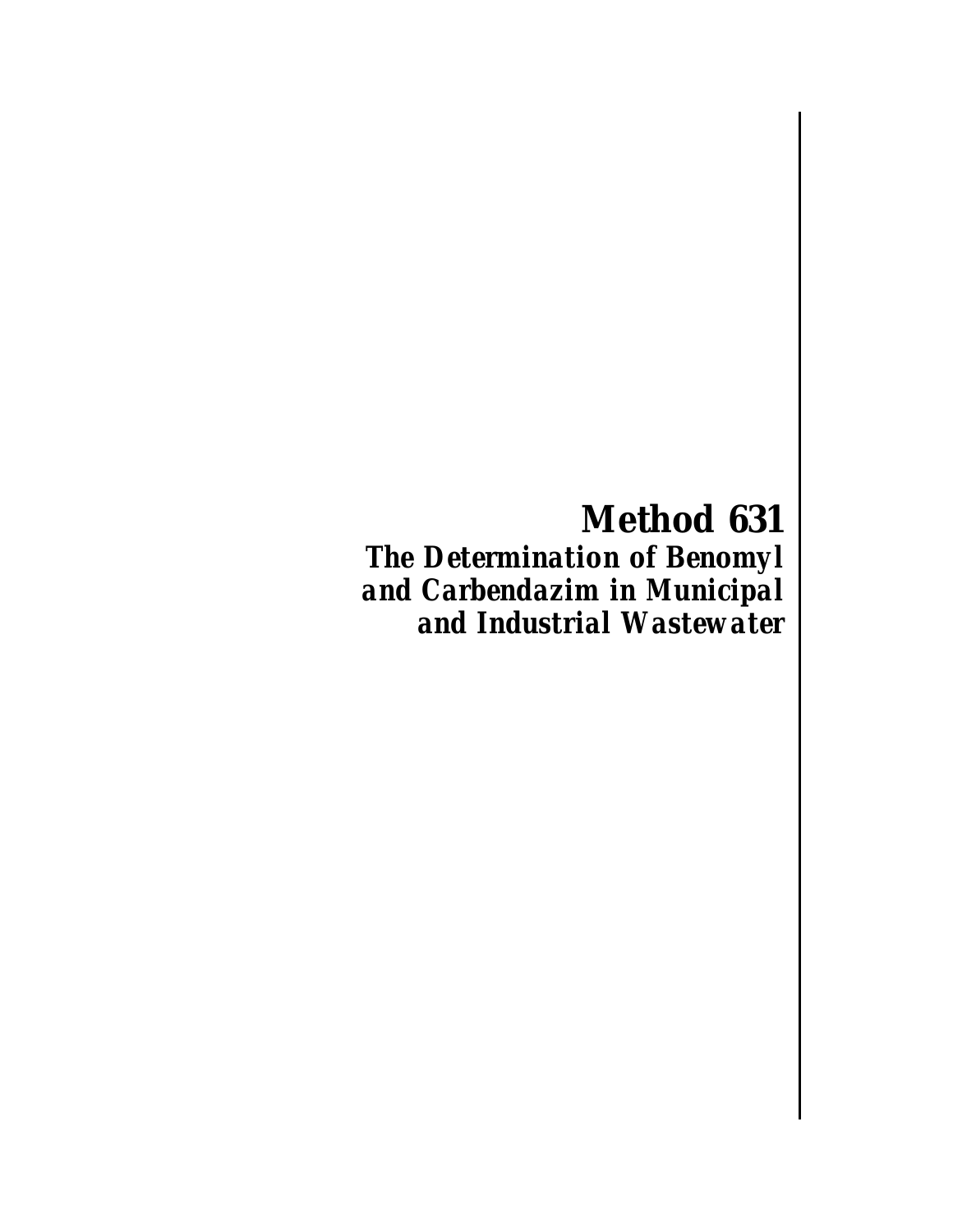# Method 631

## *The Determination of Benomyl and Carbendazim in Municipal and Industrial Wastewater*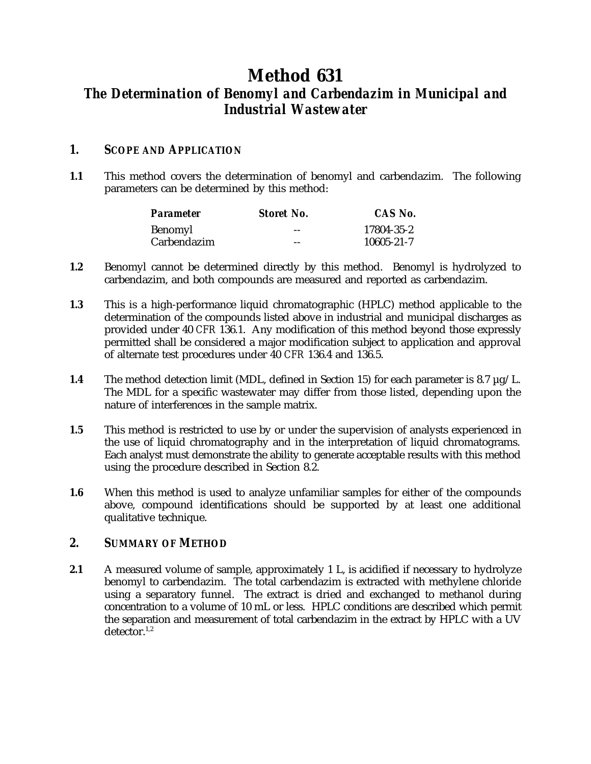# Method 631

## *The Determination of Benomyl and Carbendazim in Municipal and Industrial Wastewater*

### 1. Scope and Application

**1.1** This method covers the determination of benomyl and carbendazim. The following parameters can be determined by this method:

| *Parameter* | *Storet No.* | *CAS No.* |
|---|---|---|
| Benomyl | -- | 17804-35-2 |
| Carbendazim | -- | 10605-21-7 |

**1.2** Benomyl cannot be determined directly by this method. Benomyl is hydrolyzed to carbendazim, and both compounds are measured and reported as carbendazim.

**1.3** This is a high-performance liquid chromatographic (HPLC) method applicable to the determination of the compounds listed above in industrial and municipal discharges as provided under 40 *CFR* 136.1. Any modification of this method beyond those expressly permitted shall be considered a major modification subject to application and approval of alternate test procedures under 40 *CFR* 136.4 and 136.5.

**1.4** The method detection limit (MDL, defined in Section 15) for each parameter is 8.7 µg/L. The MDL for a specific wastewater may differ from those listed, depending upon the nature of interferences in the sample matrix.

**1.5** This method is restricted to use by or under the supervision of analysts experienced in the use of liquid chromatography and in the interpretation of liquid chromatograms. Each analyst must demonstrate the ability to generate acceptable results with this method using the procedure described in Section 8.2.

**1.6** When this method is used to analyze unfamiliar samples for either of the compounds above, compound identifications should be supported by at least one additional qualitative technique.

### 2. Summary of Method

**2.1** A measured volume of sample, approximately 1 L, is acidified if necessary to hydrolyze benomyl to carbendazim. The total carbendazim is extracted with methylene chloride using a separatory funnel. The extract is dried and exchanged to methanol during concentration to a volume of 10 mL or less. HPLC conditions are described which permit the separation and measurement of total carbendazim in the extract by HPLC with a UV detector.[1,2]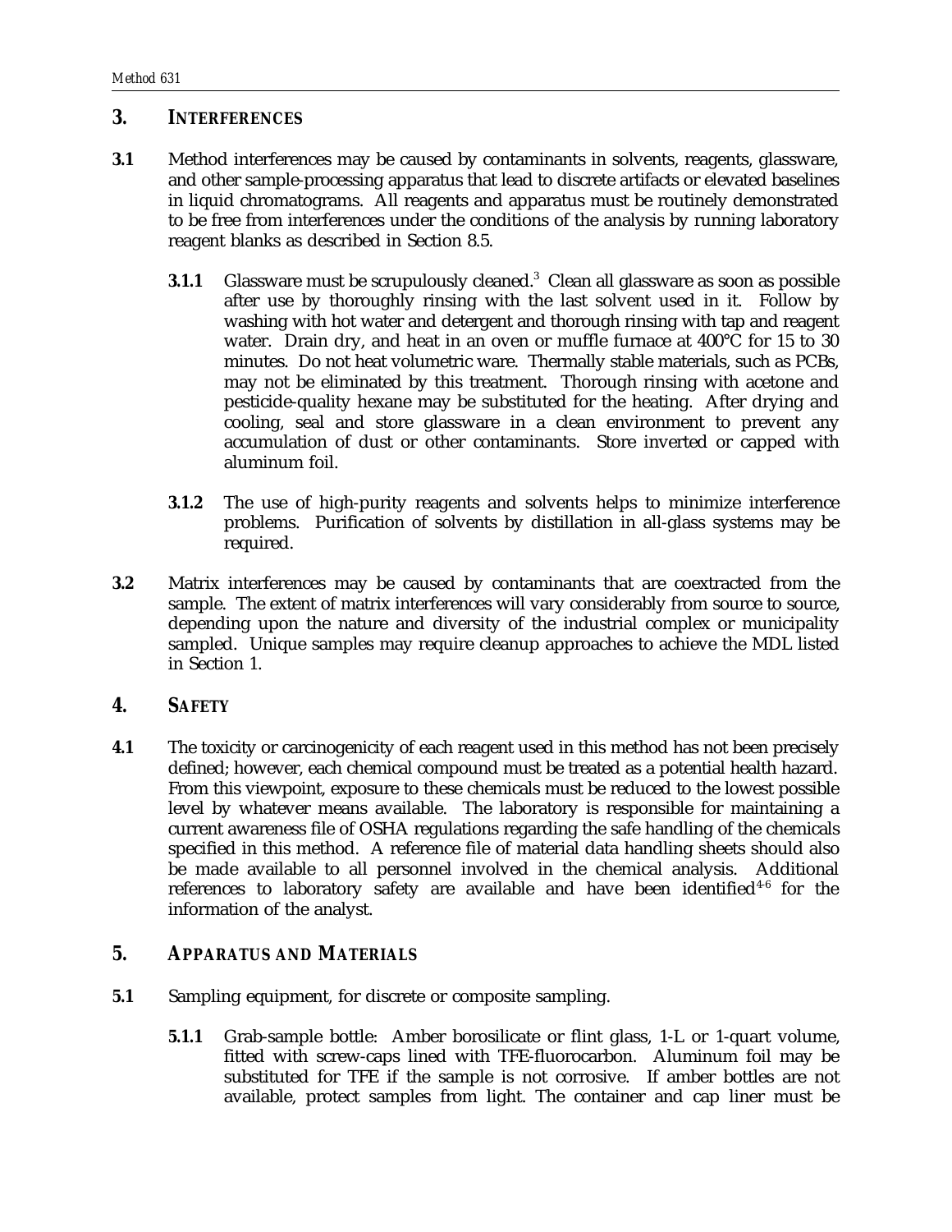## 3. INTERFERENCES

**3.1** Method interferences may be caused by contaminants in solvents, reagents, glassware, and other sample-processing apparatus that lead to discrete artifacts or elevated baselines in liquid chromatograms. All reagents and apparatus must be routinely demonstrated to be free from interferences under the conditions of the analysis by running laboratory reagent blanks as described in Section 8.5.

**3.1.1** Glassware must be scrupulously cleaned.[3] Clean all glassware as soon as possible after use by thoroughly rinsing with the last solvent used in it. Follow by washing with hot water and detergent and thorough rinsing with tap and reagent water. Drain dry, and heat in an oven or muffle furnace at 400°C for 15 to 30 minutes. Do not heat volumetric ware. Thermally stable materials, such as PCBs, may not be eliminated by this treatment. Thorough rinsing with acetone and pesticide-quality hexane may be substituted for the heating. After drying and cooling, seal and store glassware in a clean environment to prevent any accumulation of dust or other contaminants. Store inverted or capped with aluminum foil.

**3.1.2** The use of high-purity reagents and solvents helps to minimize interference problems. Purification of solvents by distillation in all-glass systems may be required.

**3.2** Matrix interferences may be caused by contaminants that are coextracted from the sample. The extent of matrix interferences will vary considerably from source to source, depending upon the nature and diversity of the industrial complex or municipality sampled. Unique samples may require cleanup approaches to achieve the MDL listed in Section 1.

## 4. SAFETY

**4.1** The toxicity or carcinogenicity of each reagent used in this method has not been precisely defined; however, each chemical compound must be treated as a potential health hazard. From this viewpoint, exposure to these chemicals must be reduced to the lowest possible level by whatever means available. The laboratory is responsible for maintaining a current awareness file of OSHA regulations regarding the safe handling of the chemicals specified in this method. A reference file of material data handling sheets should also be made available to all personnel involved in the chemical analysis. Additional references to laboratory safety are available and have been identified[4-6] for the information of the analyst.

## 5. APPARATUS AND MATERIALS

**5.1** Sampling equipment, for discrete or composite sampling.

**5.1.1** Grab-sample bottle: Amber borosilicate or flint glass, 1-L or 1-quart volume, fitted with screw-caps lined with TFE-fluorocarbon. Aluminum foil may be substituted for TFE if the sample is not corrosive. If amber bottles are not available, protect samples from light. The container and cap liner must be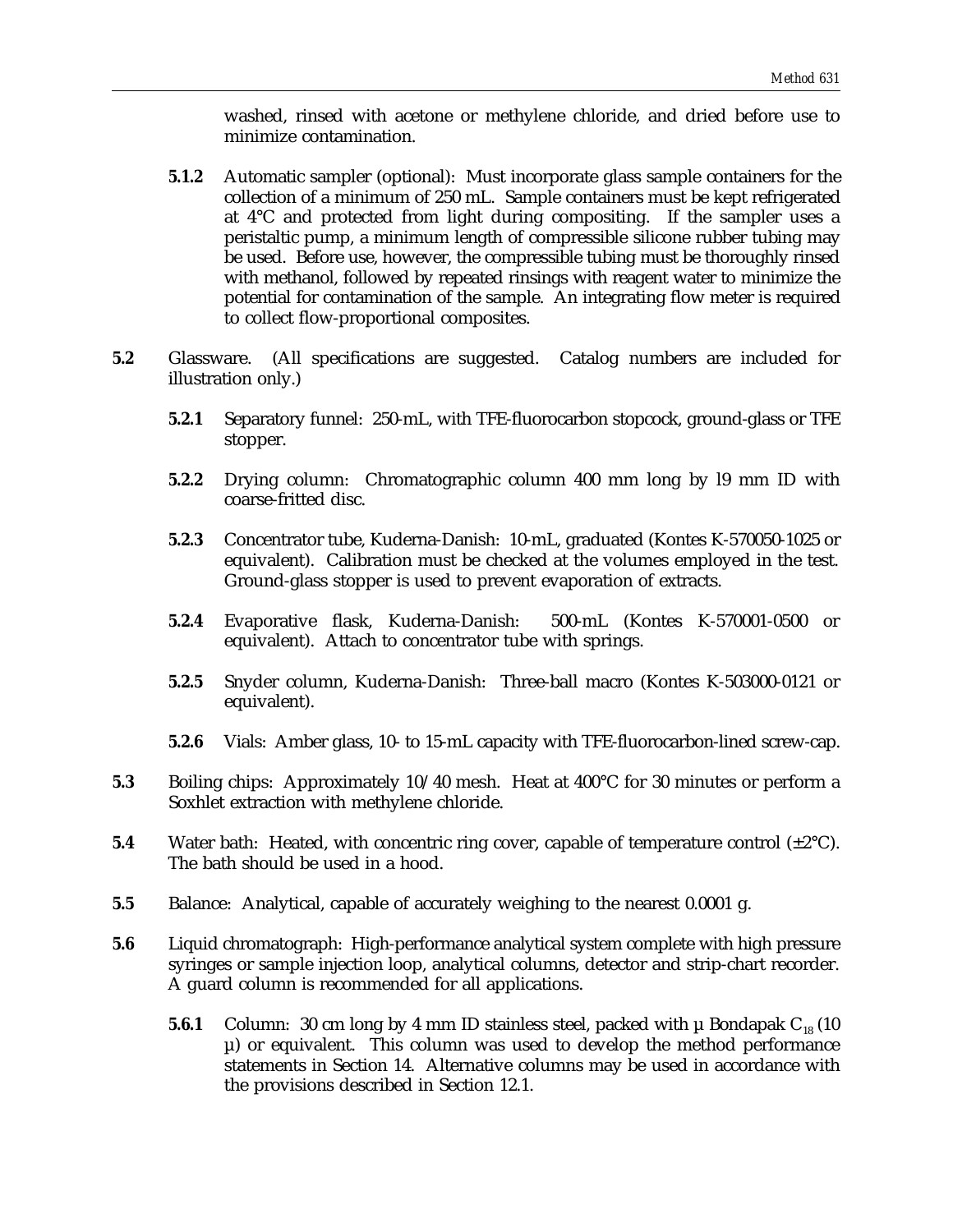washed, rinsed with acetone or methylene chloride, and dried before use to minimize contamination.

**5.1.2** Automatic sampler (optional): Must incorporate glass sample containers for the collection of a minimum of 250 mL. Sample containers must be kept refrigerated at 4°C and protected from light during compositing. If the sampler uses a peristaltic pump, a minimum length of compressible silicone rubber tubing may be used. Before use, however, the compressible tubing must be thoroughly rinsed with methanol, followed by repeated rinsings with reagent water to minimize the potential for contamination of the sample. An integrating flow meter is required to collect flow-proportional composites.

**5.2** Glassware. (All specifications are suggested. Catalog numbers are included for illustration only.)

**5.2.1** Separatory funnel: 250-mL, with TFE-fluorocarbon stopcock, ground-glass or TFE stopper.

**5.2.2** Drying column: Chromatographic column 400 mm long by l9 mm ID with coarse-fritted disc.

**5.2.3** Concentrator tube, Kuderna-Danish: 10-mL, graduated (Kontes K-570050-1025 or equivalent). Calibration must be checked at the volumes employed in the test. Ground-glass stopper is used to prevent evaporation of extracts.

**5.2.4** Evaporative flask, Kuderna-Danish: 500-mL (Kontes K-570001-0500 or equivalent). Attach to concentrator tube with springs.

**5.2.5** Snyder column, Kuderna-Danish: Three-ball macro (Kontes K-503000-0121 or equivalent).

**5.2.6** Vials: Amber glass, 10- to 15-mL capacity with TFE-fluorocarbon-lined screw-cap.

**5.3** Boiling chips: Approximately 10/40 mesh. Heat at 400°C for 30 minutes or perform a Soxhlet extraction with methylene chloride.

**5.4** Water bath: Heated, with concentric ring cover, capable of temperature control (±2°C). The bath should be used in a hood.

**5.5** Balance: Analytical, capable of accurately weighing to the nearest 0.0001 g.

**5.6** Liquid chromatograph: High-performance analytical system complete with high pressure syringes or sample injection loop, analytical columns, detector and strip-chart recorder. A guard column is recommended for all applications.

**5.6.1** Column: 30 cm long by 4 mm ID stainless steel, packed with µ Bondapak $C_{18}$ (10 µ) or equivalent. This column was used to develop the method performance statements in Section 14. Alternative columns may be used in accordance with the provisions described in Section 12.1.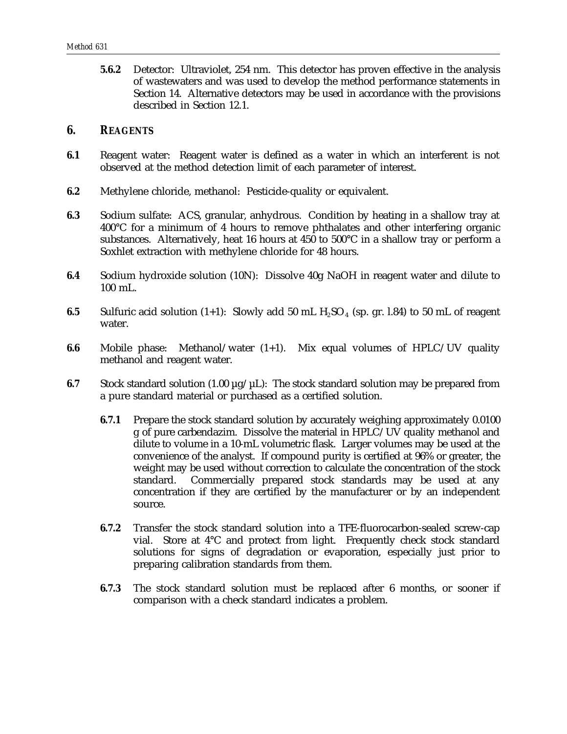**5.6.2** Detector: Ultraviolet, 254 nm. This detector has proven effective in the analysis of wastewaters and was used to develop the method performance statements in Section 14. Alternative detectors may be used in accordance with the provisions described in Section 12.1.

## 6. REAGENTS

**6.1** Reagent water: Reagent water is defined as a water in which an interferent is not observed at the method detection limit of each parameter of interest.

**6.2** Methylene chloride, methanol: Pesticide-quality or equivalent.

**6.3** Sodium sulfate: ACS, granular, anhydrous. Condition by heating in a shallow tray at 400°C for a minimum of 4 hours to remove phthalates and other interfering organic substances. Alternatively, heat 16 hours at 450 to 500°C in a shallow tray or perform a Soxhlet extraction with methylene chloride for 48 hours.

**6.4** Sodium hydroxide solution (10N): Dissolve 40g NaOH in reagent water and dilute to 100 mL.

**6.5** Sulfuric acid solution (1+1): Slowly add 50 mL $H_2SO_4$ (sp. gr. l.84) to 50 mL of reagent water.

**6.6** Mobile phase: Methanol/water (1+1). Mix equal volumes of HPLC/UV quality methanol and reagent water.

**6.7** Stock standard solution (1.00 µg/µL): The stock standard solution may be prepared from a pure standard material or purchased as a certified solution.

**6.7.1** Prepare the stock standard solution by accurately weighing approximately 0.0100 g of pure carbendazim. Dissolve the material in HPLC/UV quality methanol and dilute to volume in a 10-mL volumetric flask. Larger volumes may be used at the convenience of the analyst. If compound purity is certified at 96% or greater, the weight may be used without correction to calculate the concentration of the stock standard. Commercially prepared stock standards may be used at any concentration if they are certified by the manufacturer or by an independent source.

**6.7.2** Transfer the stock standard solution into a TFE-fluorocarbon-sealed screw-cap vial. Store at 4°C and protect from light. Frequently check stock standard solutions for signs of degradation or evaporation, especially just prior to preparing calibration standards from them.

**6.7.3** The stock standard solution must be replaced after 6 months, or sooner if comparison with a check standard indicates a problem.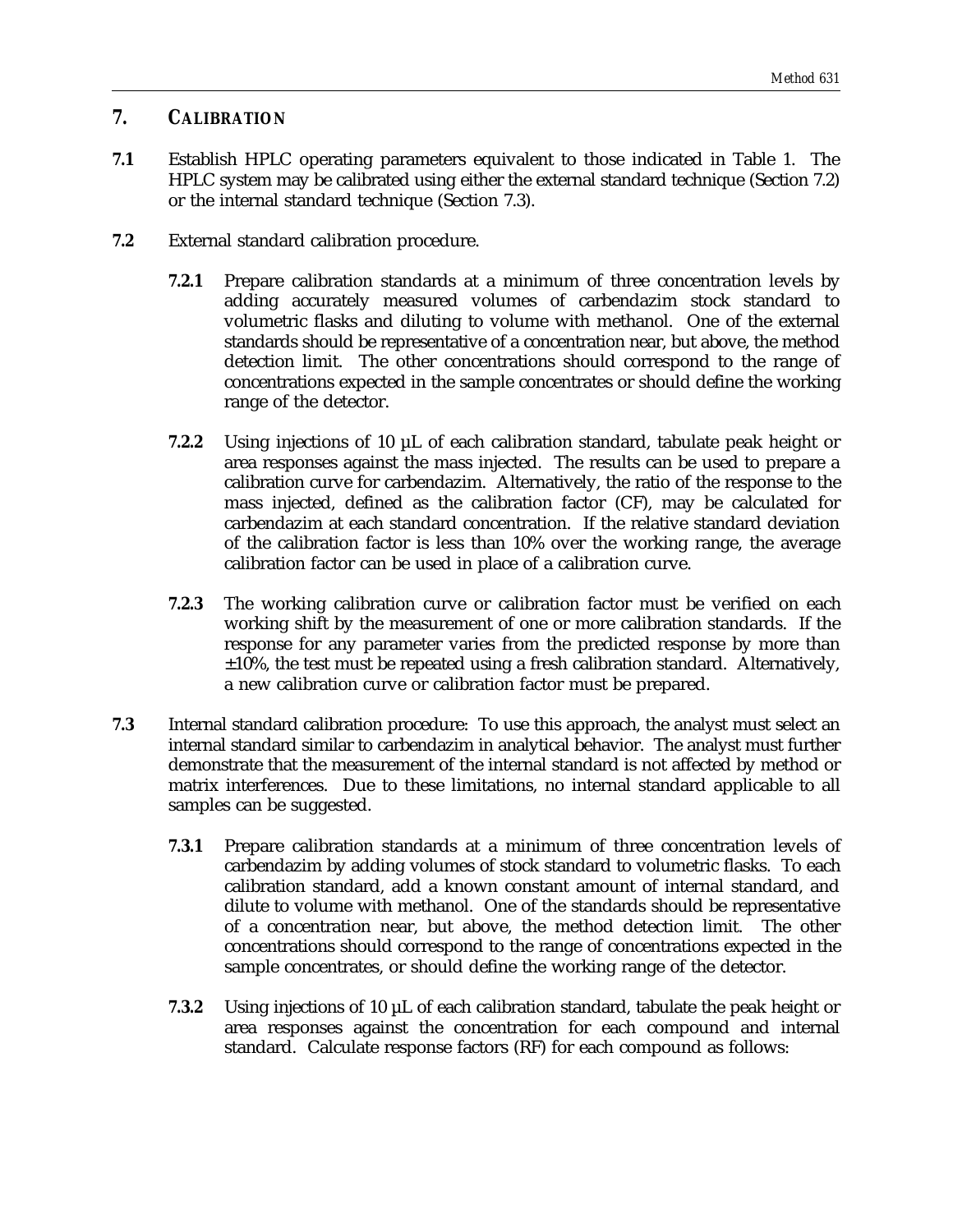## 7. CALIBRATION

**7.1** Establish HPLC operating parameters equivalent to those indicated in Table 1. The HPLC system may be calibrated using either the external standard technique (Section 7.2) or the internal standard technique (Section 7.3).

**7.2** External standard calibration procedure.

**7.2.1** Prepare calibration standards at a minimum of three concentration levels by adding accurately measured volumes of carbendazim stock standard to volumetric flasks and diluting to volume with methanol. One of the external standards should be representative of a concentration near, but above, the method detection limit. The other concentrations should correspond to the range of concentrations expected in the sample concentrates or should define the working range of the detector.

**7.2.2** Using injections of 10 µL of each calibration standard, tabulate peak height or area responses against the mass injected. The results can be used to prepare a calibration curve for carbendazim. Alternatively, the ratio of the response to the mass injected, defined as the calibration factor (CF), may be calculated for carbendazim at each standard concentration. If the relative standard deviation of the calibration factor is less than 10% over the working range, the average calibration factor can be used in place of a calibration curve.

**7.2.3** The working calibration curve or calibration factor must be verified on each working shift by the measurement of one or more calibration standards. If the response for any parameter varies from the predicted response by more than ±10%, the test must be repeated using a fresh calibration standard. Alternatively, a new calibration curve or calibration factor must be prepared.

**7.3** Internal standard calibration procedure: To use this approach, the analyst must select an internal standard similar to carbendazim in analytical behavior. The analyst must further demonstrate that the measurement of the internal standard is not affected by method or matrix interferences. Due to these limitations, no internal standard applicable to all samples can be suggested.

**7.3.1** Prepare calibration standards at a minimum of three concentration levels of carbendazim by adding volumes of stock standard to volumetric flasks. To each calibration standard, add a known constant amount of internal standard, and dilute to volume with methanol. One of the standards should be representative of a concentration near, but above, the method detection limit. The other concentrations should correspond to the range of concentrations expected in the sample concentrates, or should define the working range of the detector.

**7.3.2** Using injections of 10 µL of each calibration standard, tabulate the peak height or area responses against the concentration for each compound and internal standard. Calculate response factors (RF) for each compound as follows: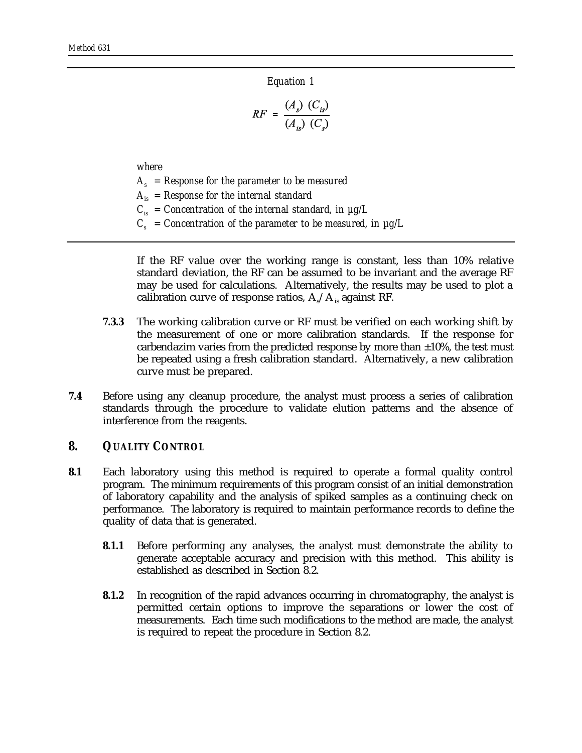*Equation 1*

$$RF = \frac{(A_s)\ (C_{is})}{(A_{is})\ (C_s)}$$

*where*

*$A_s$ = Response for the parameter to be measured*
*$A_{is}$ = Response for the internal standard*
*$C_{is}$ = Concentration of the internal standard, in µg/L*
*$C_s$ = Concentration of the parameter to be measured, in µg/L*

If the RF value over the working range is constant, less than 10% relative standard deviation, the RF can be assumed to be invariant and the average RF may be used for calculations. Alternatively, the results may be used to plot a calibration curve of response ratios, $A_s/A_{is}$ against RF.

**7.3.3** The working calibration curve or RF must be verified on each working shift by the measurement of one or more calibration standards. If the response for carbendazim varies from the predicted response by more than ±10%, the test must be repeated using a fresh calibration standard. Alternatively, a new calibration curve must be prepared.

**7.4** Before using any cleanup procedure, the analyst must process a series of calibration standards through the procedure to validate elution patterns and the absence of interference from the reagents.

## 8. QUALITY CONTROL

**8.1** Each laboratory using this method is required to operate a formal quality control program. The minimum requirements of this program consist of an initial demonstration of laboratory capability and the analysis of spiked samples as a continuing check on performance. The laboratory is required to maintain performance records to define the quality of data that is generated.

**8.1.1** Before performing any analyses, the analyst must demonstrate the ability to generate acceptable accuracy and precision with this method. This ability is established as described in Section 8.2.

**8.1.2** In recognition of the rapid advances occurring in chromatography, the analyst is permitted certain options to improve the separations or lower the cost of measurements. Each time such modifications to the method are made, the analyst is required to repeat the procedure in Section 8.2.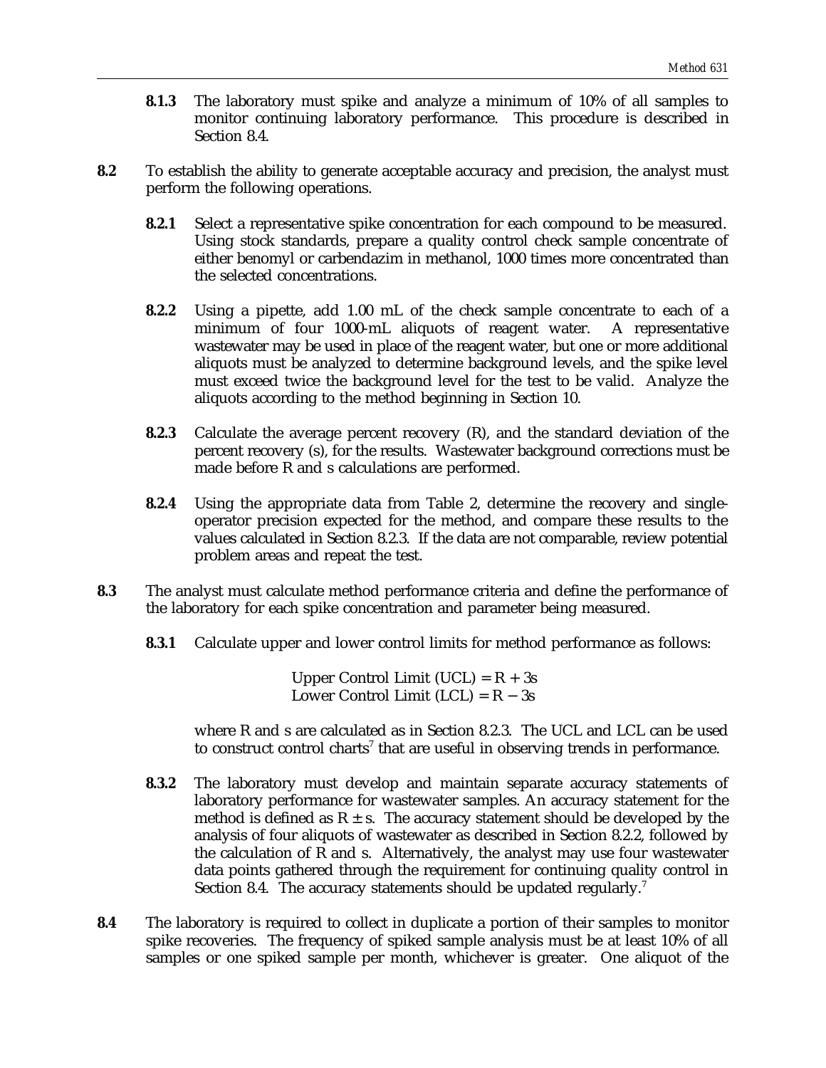**8.1.3** The laboratory must spike and analyze a minimum of 10% of all samples to monitor continuing laboratory performance. This procedure is described in Section 8.4.

**8.2** To establish the ability to generate acceptable accuracy and precision, the analyst must perform the following operations.

**8.2.1** Select a representative spike concentration for each compound to be measured. Using stock standards, prepare a quality control check sample concentrate of either benomyl or carbendazim in methanol, 1000 times more concentrated than the selected concentrations.

**8.2.2** Using a pipette, add 1.00 mL of the check sample concentrate to each of a minimum of four 1000-mL aliquots of reagent water. A representative wastewater may be used in place of the reagent water, but one or more additional aliquots must be analyzed to determine background levels, and the spike level must exceed twice the background level for the test to be valid. Analyze the aliquots according to the method beginning in Section 10.

**8.2.3** Calculate the average percent recovery (R), and the standard deviation of the percent recovery (s), for the results. Wastewater background corrections must be made before R and s calculations are performed.

**8.2.4** Using the appropriate data from Table 2, determine the recovery and single-operator precision expected for the method, and compare these results to the values calculated in Section 8.2.3. If the data are not comparable, review potential problem areas and repeat the test.

**8.3** The analyst must calculate method performance criteria and define the performance of the laboratory for each spike concentration and parameter being measured.

**8.3.1** Calculate upper and lower control limits for method performance as follows:

$$\text{Upper Control Limit (UCL)} = R + 3s$$
$$\text{Lower Control Limit (LCL)} = R - 3s$$

where R and s are calculated as in Section 8.2.3. The UCL and LCL can be used to construct control charts[7] that are useful in observing trends in performance.

**8.3.2** The laboratory must develop and maintain separate accuracy statements of laboratory performance for wastewater samples. An accuracy statement for the method is defined as $R \pm s$. The accuracy statement should be developed by the analysis of four aliquots of wastewater as described in Section 8.2.2, followed by the calculation of R and s. Alternatively, the analyst may use four wastewater data points gathered through the requirement for continuing quality control in Section 8.4. The accuracy statements should be updated regularly.[7]

**8.4** The laboratory is required to collect in duplicate a portion of their samples to monitor spike recoveries. The frequency of spiked sample analysis must be at least 10% of all samples or one spiked sample per month, whichever is greater. One aliquot of the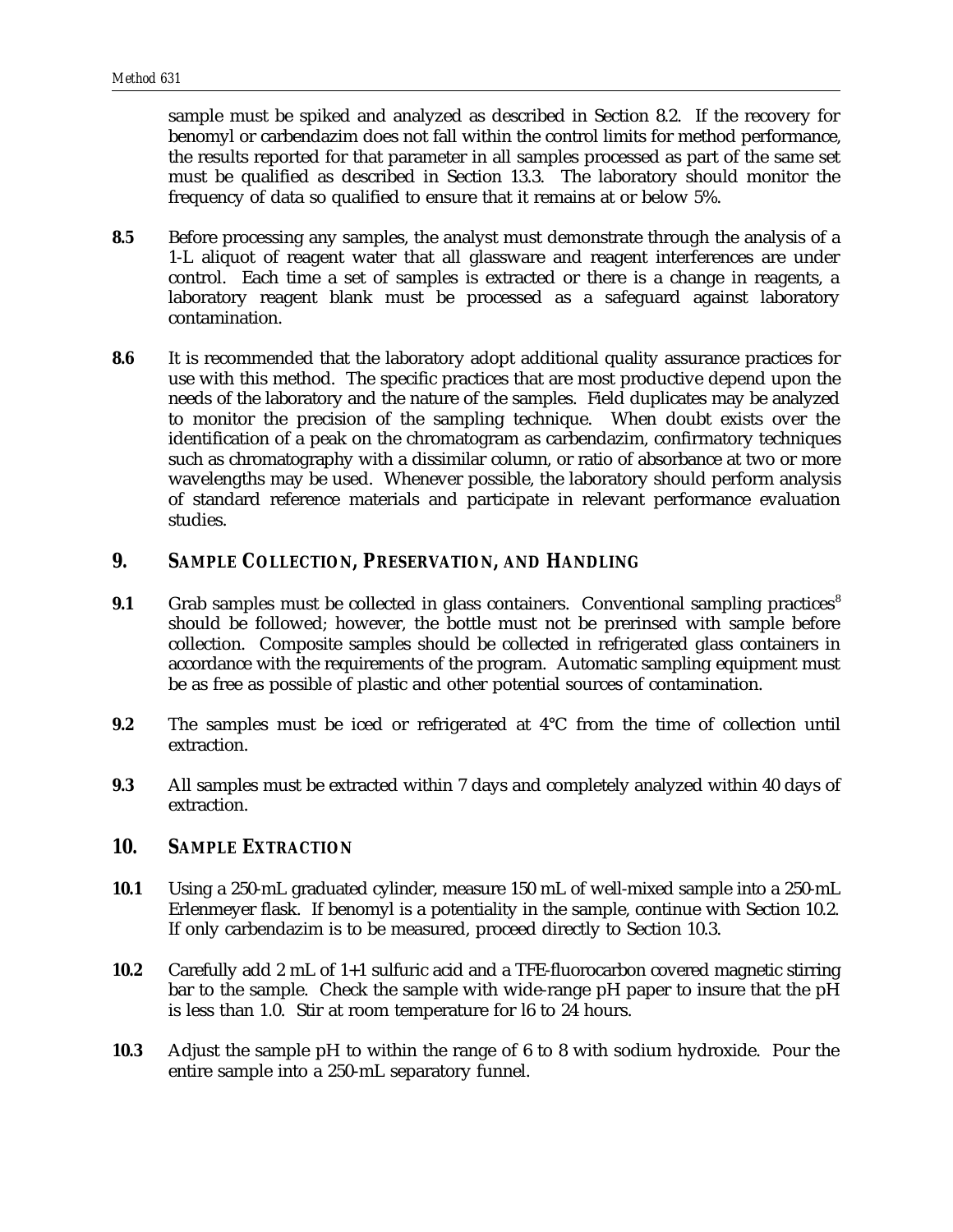sample must be spiked and analyzed as described in Section 8.2. If the recovery for benomyl or carbendazim does not fall within the control limits for method performance, the results reported for that parameter in all samples processed as part of the same set must be qualified as described in Section 13.3. The laboratory should monitor the frequency of data so qualified to ensure that it remains at or below 5%.

**8.5** Before processing any samples, the analyst must demonstrate through the analysis of a 1-L aliquot of reagent water that all glassware and reagent interferences are under control. Each time a set of samples is extracted or there is a change in reagents, a laboratory reagent blank must be processed as a safeguard against laboratory contamination.

**8.6** It is recommended that the laboratory adopt additional quality assurance practices for use with this method. The specific practices that are most productive depend upon the needs of the laboratory and the nature of the samples. Field duplicates may be analyzed to monitor the precision of the sampling technique. When doubt exists over the identification of a peak on the chromatogram as carbendazim, confirmatory techniques such as chromatography with a dissimilar column, or ratio of absorbance at two or more wavelengths may be used. Whenever possible, the laboratory should perform analysis of standard reference materials and participate in relevant performance evaluation studies.

## 9. SAMPLE COLLECTION, PRESERVATION, AND HANDLING

**9.1** Grab samples must be collected in glass containers. Conventional sampling practices[8] should be followed; however, the bottle must not be prerinsed with sample before collection. Composite samples should be collected in refrigerated glass containers in accordance with the requirements of the program. Automatic sampling equipment must be as free as possible of plastic and other potential sources of contamination.

**9.2** The samples must be iced or refrigerated at 4°C from the time of collection until extraction.

**9.3** All samples must be extracted within 7 days and completely analyzed within 40 days of extraction.

## 10. SAMPLE EXTRACTION

**10.1** Using a 250-mL graduated cylinder, measure 150 mL of well-mixed sample into a 250-mL Erlenmeyer flask. If benomyl is a potentiality in the sample, continue with Section 10.2. If only carbendazim is to be measured, proceed directly to Section 10.3.

**10.2** Carefully add 2 mL of 1+1 sulfuric acid and a TFE-fluorocarbon covered magnetic stirring bar to the sample. Check the sample with wide-range pH paper to insure that the pH is less than 1.0. Stir at room temperature for l6 to 24 hours.

**10.3** Adjust the sample pH to within the range of 6 to 8 with sodium hydroxide. Pour the entire sample into a 250-mL separatory funnel.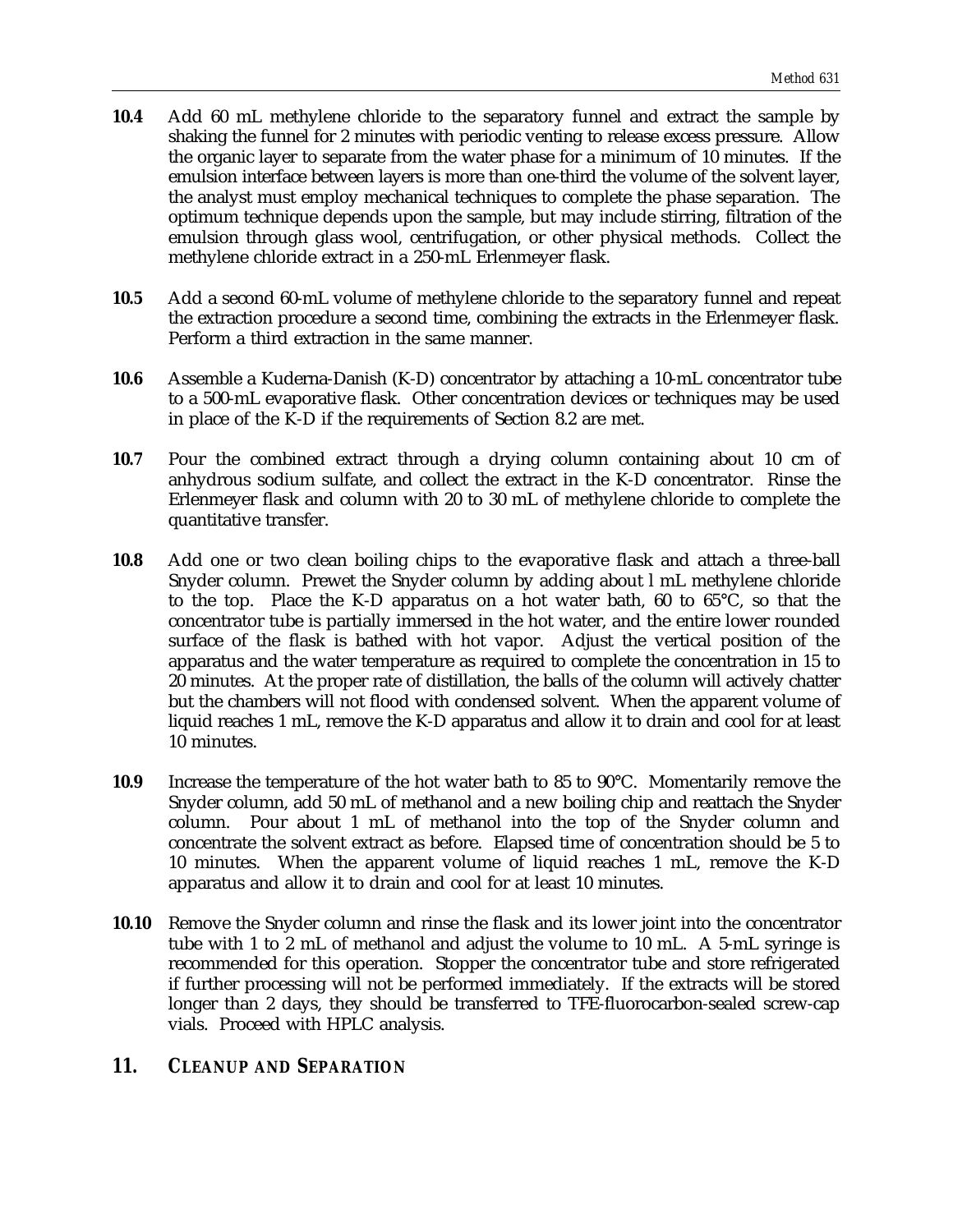**10.4** Add 60 mL methylene chloride to the separatory funnel and extract the sample by shaking the funnel for 2 minutes with periodic venting to release excess pressure. Allow the organic layer to separate from the water phase for a minimum of 10 minutes. If the emulsion interface between layers is more than one-third the volume of the solvent layer, the analyst must employ mechanical techniques to complete the phase separation. The optimum technique depends upon the sample, but may include stirring, filtration of the emulsion through glass wool, centrifugation, or other physical methods. Collect the methylene chloride extract in a 250-mL Erlenmeyer flask.

**10.5** Add a second 60-mL volume of methylene chloride to the separatory funnel and repeat the extraction procedure a second time, combining the extracts in the Erlenmeyer flask. Perform a third extraction in the same manner.

**10.6** Assemble a Kuderna-Danish (K-D) concentrator by attaching a 10-mL concentrator tube to a 500-mL evaporative flask. Other concentration devices or techniques may be used in place of the K-D if the requirements of Section 8.2 are met.

**10.7** Pour the combined extract through a drying column containing about 10 cm of anhydrous sodium sulfate, and collect the extract in the K-D concentrator. Rinse the Erlenmeyer flask and column with 20 to 30 mL of methylene chloride to complete the quantitative transfer.

**10.8** Add one or two clean boiling chips to the evaporative flask and attach a three-ball Snyder column. Prewet the Snyder column by adding about l mL methylene chloride to the top. Place the K-D apparatus on a hot water bath, 60 to 65°C, so that the concentrator tube is partially immersed in the hot water, and the entire lower rounded surface of the flask is bathed with hot vapor. Adjust the vertical position of the apparatus and the water temperature as required to complete the concentration in 15 to 20 minutes. At the proper rate of distillation, the balls of the column will actively chatter but the chambers will not flood with condensed solvent. When the apparent volume of liquid reaches 1 mL, remove the K-D apparatus and allow it to drain and cool for at least 10 minutes.

**10.9** Increase the temperature of the hot water bath to 85 to 90°C. Momentarily remove the Snyder column, add 50 mL of methanol and a new boiling chip and reattach the Snyder column. Pour about 1 mL of methanol into the top of the Snyder column and concentrate the solvent extract as before. Elapsed time of concentration should be 5 to 10 minutes. When the apparent volume of liquid reaches 1 mL, remove the K-D apparatus and allow it to drain and cool for at least 10 minutes.

**10.10** Remove the Snyder column and rinse the flask and its lower joint into the concentrator tube with 1 to 2 mL of methanol and adjust the volume to 10 mL. A 5-mL syringe is recommended for this operation. Stopper the concentrator tube and store refrigerated if further processing will not be performed immediately. If the extracts will be stored longer than 2 days, they should be transferred to TFE-fluorocarbon-sealed screw-cap vials. Proceed with HPLC analysis.

## 11. CLEANUP AND SEPARATION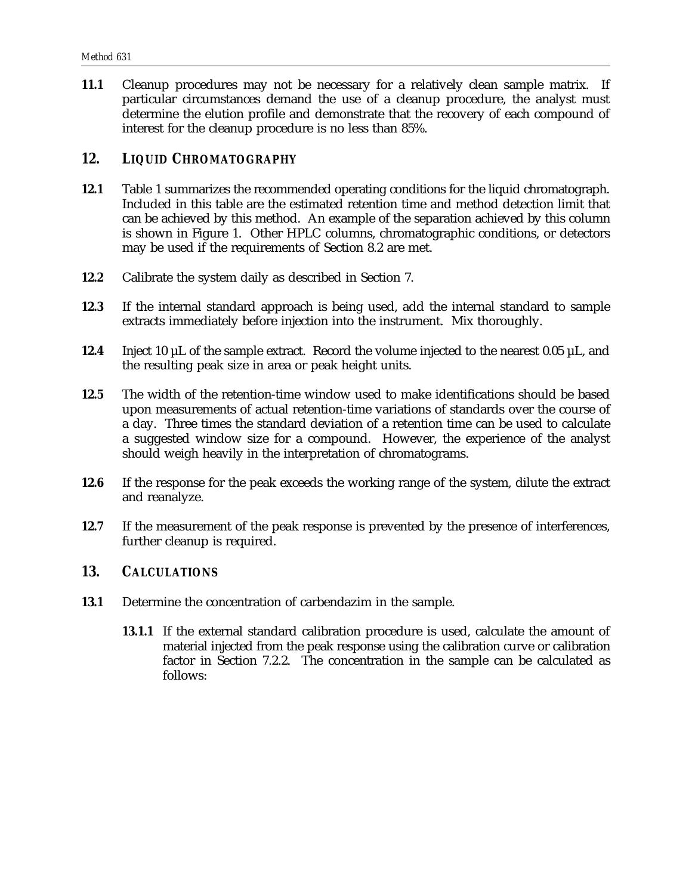**11.1** Cleanup procedures may not be necessary for a relatively clean sample matrix. If particular circumstances demand the use of a cleanup procedure, the analyst must determine the elution profile and demonstrate that the recovery of each compound of interest for the cleanup procedure is no less than 85%.

## 12. *LIQUID CHROMATOGRAPHY*

**12.1** Table 1 summarizes the recommended operating conditions for the liquid chromatograph. Included in this table are the estimated retention time and method detection limit that can be achieved by this method. An example of the separation achieved by this column is shown in Figure 1. Other HPLC columns, chromatographic conditions, or detectors may be used if the requirements of Section 8.2 are met.

**12.2** Calibrate the system daily as described in Section 7.

**12.3** If the internal standard approach is being used, add the internal standard to sample extracts immediately before injection into the instrument. Mix thoroughly.

**12.4** Inject 10 µL of the sample extract. Record the volume injected to the nearest 0.05 µL, and the resulting peak size in area or peak height units.

**12.5** The width of the retention-time window used to make identifications should be based upon measurements of actual retention-time variations of standards over the course of a day. Three times the standard deviation of a retention time can be used to calculate a suggested window size for a compound. However, the experience of the analyst should weigh heavily in the interpretation of chromatograms.

**12.6** If the response for the peak exceeds the working range of the system, dilute the extract and reanalyze.

**12.7** If the measurement of the peak response is prevented by the presence of interferences, further cleanup is required.

## 13. *CALCULATIONS*

**13.1** Determine the concentration of carbendazim in the sample.

**13.1.1** If the external standard calibration procedure is used, calculate the amount of material injected from the peak response using the calibration curve or calibration factor in Section 7.2.2. The concentration in the sample can be calculated as follows: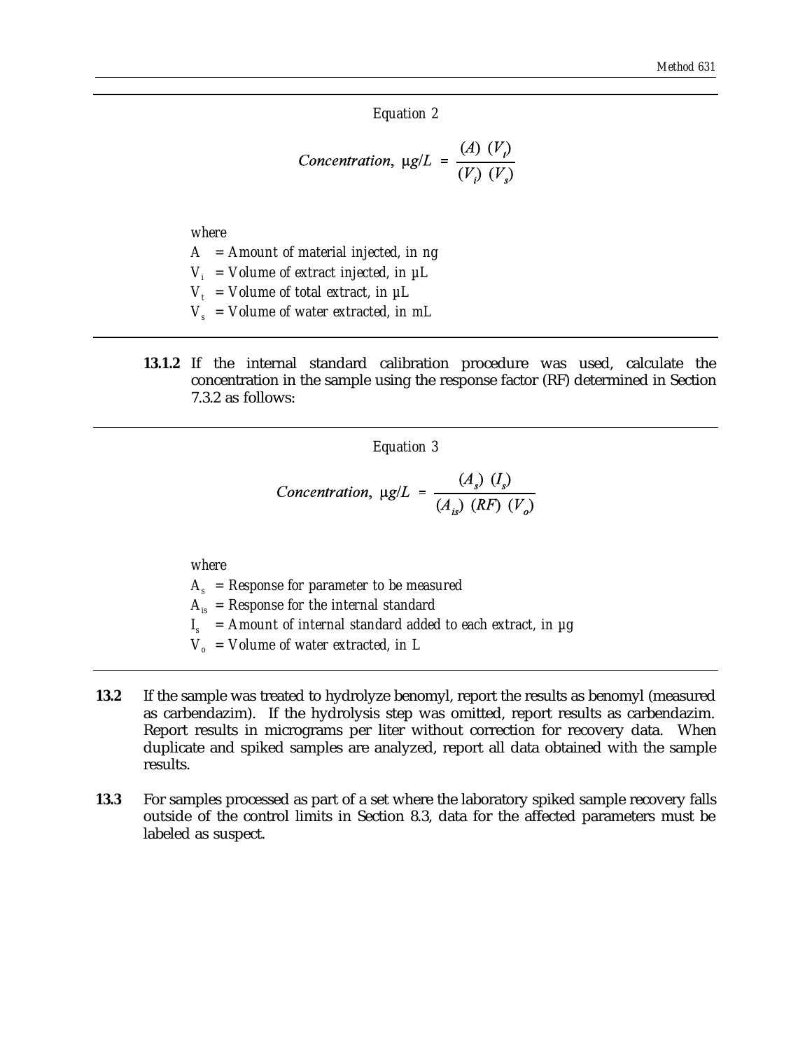*Equation 2*

$$Concentration,\ \mu g/L = \frac{(A)\ (V_t)}{(V_i)\ (V_s)}$$

*where*

$A$ = *Amount of material injected, in ng*
$V_i$ = *Volume of extract injected, in µL*
$V_t$ = *Volume of total extract, in µL*
$V_s$ = *Volume of water extracted, in mL*

**13.1.2** If the internal standard calibration procedure was used, calculate the concentration in the sample using the response factor (RF) determined in Section 7.3.2 as follows:

*Equation 3*

$$Concentration,\ \mu g/L = \frac{(A_s)\ (I_s)}{(A_{is})\ (RF)\ (V_o)}$$

*where*

$A_s$ = *Response for parameter to be measured*
$A_{is}$ = *Response for the internal standard*
$I_s$ = *Amount of internal standard added to each extract, in µg*
$V_o$ = *Volume of water extracted, in L*

**13.2** If the sample was treated to hydrolyze benomyl, report the results as benomyl (measured as carbendazim). If the hydrolysis step was omitted, report results as carbendazim. Report results in micrograms per liter without correction for recovery data. When duplicate and spiked samples are analyzed, report all data obtained with the sample results.

**13.3** For samples processed as part of a set where the laboratory spiked sample recovery falls outside of the control limits in Section 8.3, data for the affected parameters must be labeled as suspect.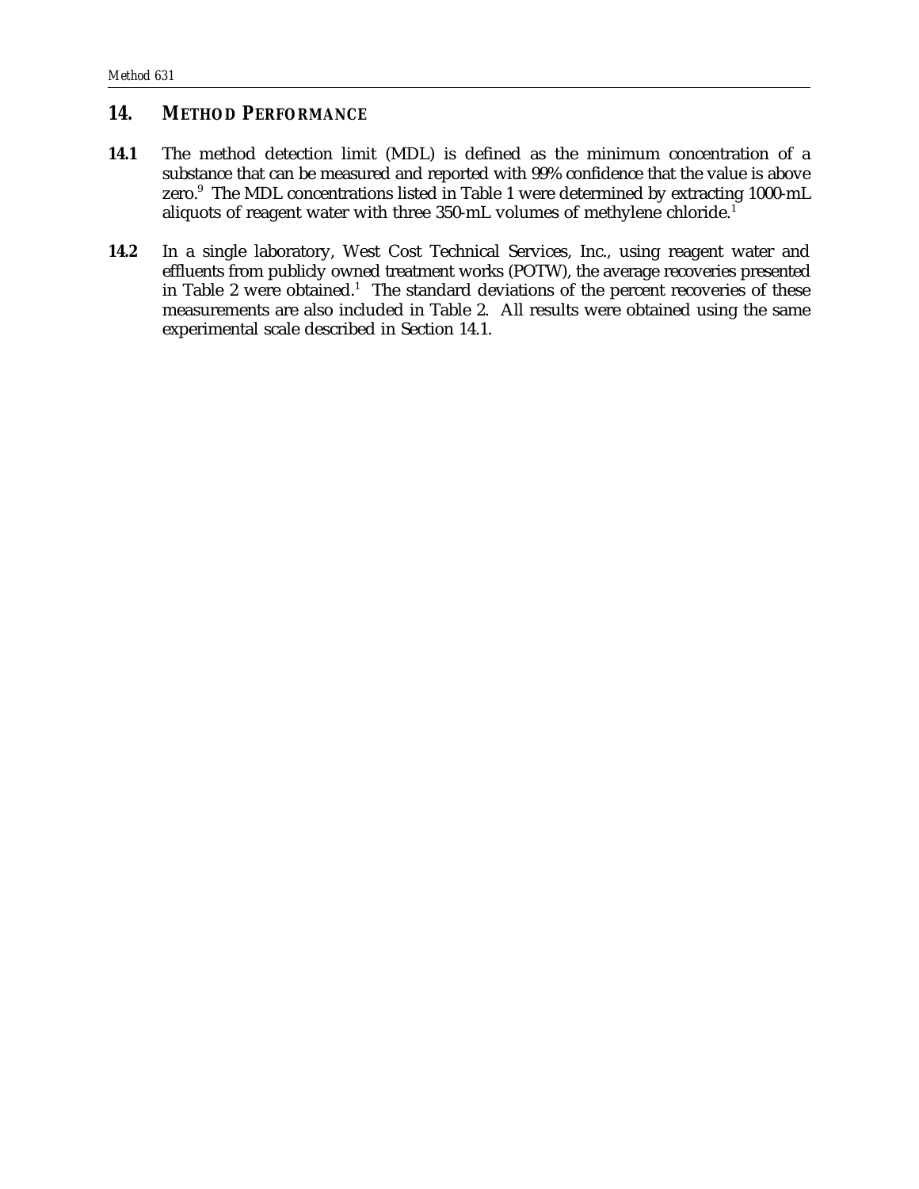## 14. METHOD PERFORMANCE

**14.1** The method detection limit (MDL) is defined as the minimum concentration of a substance that can be measured and reported with 99% confidence that the value is above zero.[9] The MDL concentrations listed in Table 1 were determined by extracting 1000-mL aliquots of reagent water with three 350-mL volumes of methylene chloride.[1]

**14.2** In a single laboratory, West Cost Technical Services, Inc., using reagent water and effluents from publicly owned treatment works (POTW), the average recoveries presented in Table 2 were obtained.[1] The standard deviations of the percent recoveries of these measurements are also included in Table 2. All results were obtained using the same experimental scale described in Section 14.1.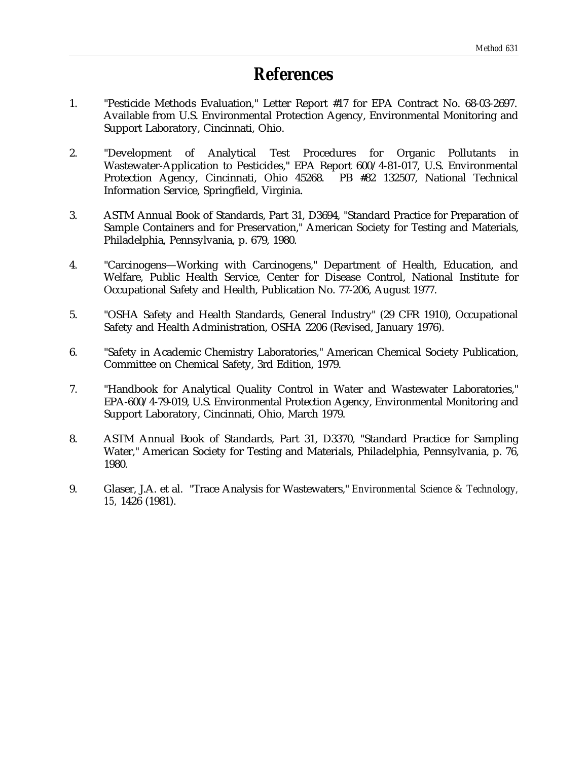# References

1. "Pesticide Methods Evaluation," Letter Report #17 for EPA Contract No. 68-03-2697. Available from U.S. Environmental Protection Agency, Environmental Monitoring and Support Laboratory, Cincinnati, Ohio.

2. "Development of Analytical Test Procedures for Organic Pollutants in Wastewater-Application to Pesticides," EPA Report 600/4-81-017, U.S. Environmental Protection Agency, Cincinnati, Ohio 45268. PB #82 132507, National Technical Information Service, Springfield, Virginia.

3. ASTM Annual Book of Standards, Part 31, D3694, "Standard Practice for Preparation of Sample Containers and for Preservation," American Society for Testing and Materials, Philadelphia, Pennsylvania, p. 679, 1980.

4. "Carcinogens—Working with Carcinogens," Department of Health, Education, and Welfare, Public Health Service, Center for Disease Control, National Institute for Occupational Safety and Health, Publication No. 77-206, August 1977.

5. "OSHA Safety and Health Standards, General Industry" (29 CFR 1910), Occupational Safety and Health Administration, OSHA 2206 (Revised, January 1976).

6. "Safety in Academic Chemistry Laboratories," American Chemical Society Publication, Committee on Chemical Safety, 3rd Edition, 1979.

7. "Handbook for Analytical Quality Control in Water and Wastewater Laboratories," EPA-600/4-79-019, U.S. Environmental Protection Agency, Environmental Monitoring and Support Laboratory, Cincinnati, Ohio, March 1979.

8. ASTM Annual Book of Standards, Part 31, D3370, "Standard Practice for Sampling Water," American Society for Testing and Materials, Philadelphia, Pennsylvania, p. 76, 1980.

9. Glaser, J.A. et al. "Trace Analysis for Wastewaters," *Environmental Science & Technology, 15,* 1426 (1981).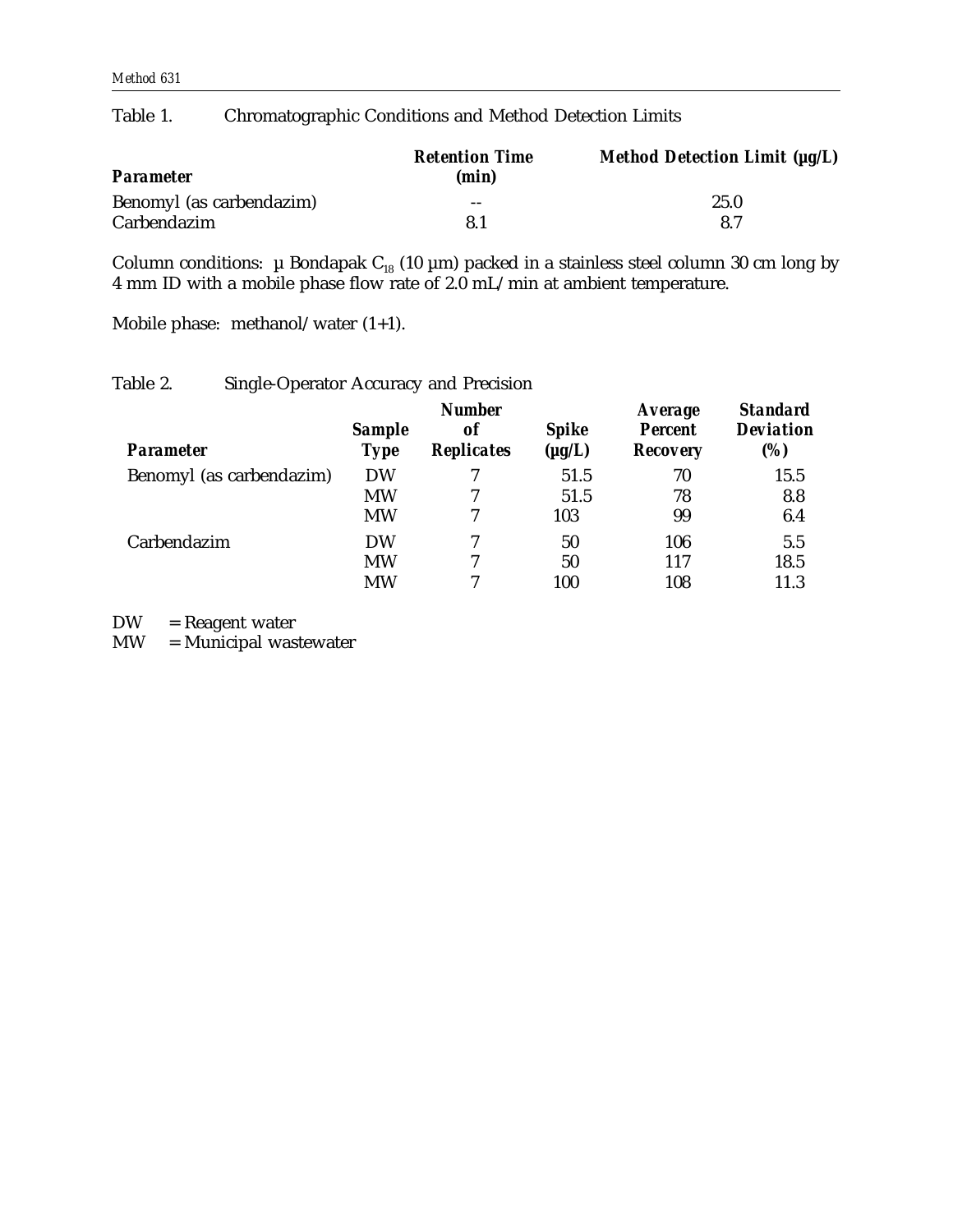Table 1. Chromatographic Conditions and Method Detection Limits

| Parameter | Retention Time (min) | Method Detection Limit (µg/L) |
|---|---|---|
| Benomyl (as carbendazim) | -- | 25.0 |
| Carbendazim | 8.1 | 8.7 |

Column conditions: µ Bondapak $C_{18}$ (10 µm) packed in a stainless steel column 30 cm long by 4 mm ID with a mobile phase flow rate of 2.0 mL/min at ambient temperature.

Mobile phase: methanol/water (1+1).

Table 2. Single-Operator Accuracy and Precision

| Parameter | Sample Type | Number of Replicates | Spike (µg/L) | Average Percent Recovery | Standard Deviation (%) |
|---|---|---|---|---|---|
| Benomyl (as carbendazim) | DW | 7 | 51.5 | 70 | 15.5 |
| | MW | 7 | 51.5 | 78 | 8.8 |
| | MW | 7 | 103 | 99 | 6.4 |
| Carbendazim | DW | 7 | 50 | 106 | 5.5 |
| | MW | 7 | 50 | 117 | 18.5 |
| | MW | 7 | 100 | 108 | 11.3 |

DW = Reagent water
MW = Municipal wastewater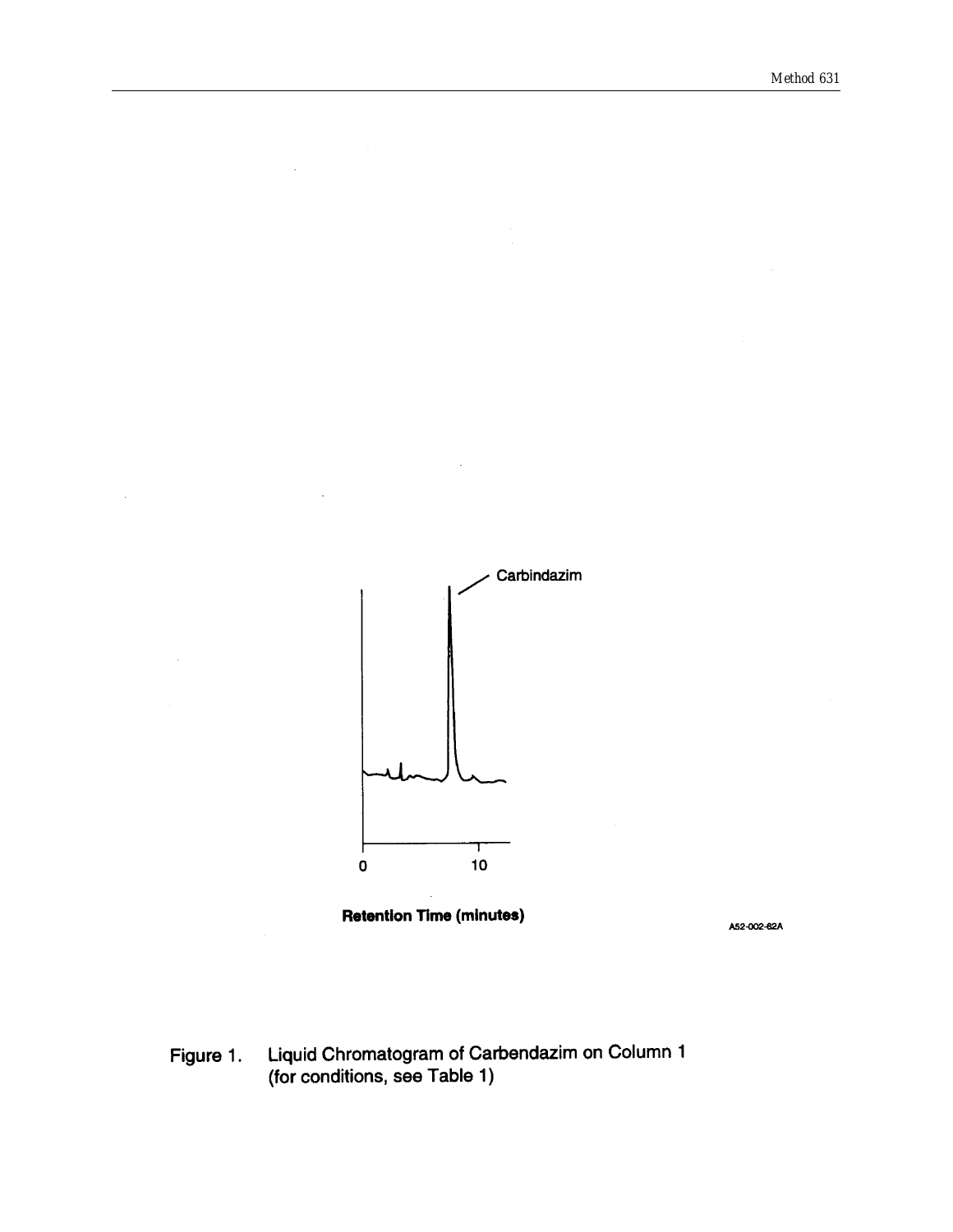Carbindazim

0

10

Retention Time (minutes)

A52-002-62A

Figure 1. Liquid Chromatogram of Carbendazim on Column 1 (for conditions, see Table 1)